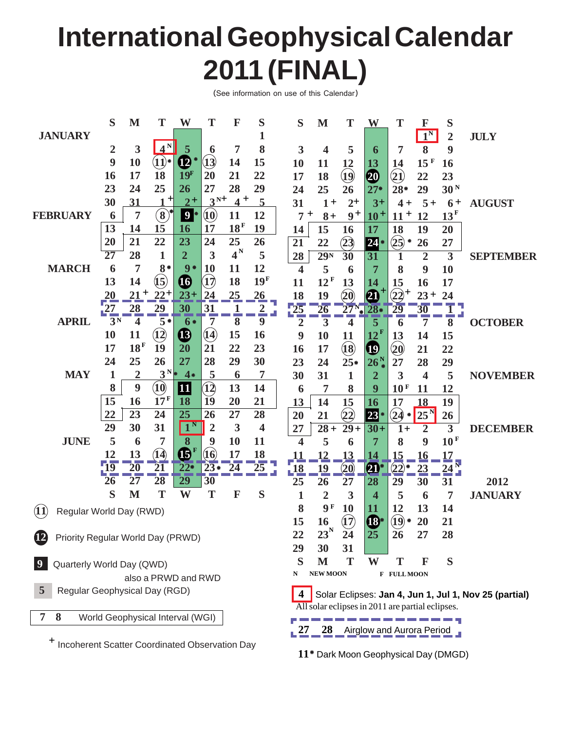# International Geophysical Calendar 2011 (FINAL)

(See information on use of this Calendar)

| | S | M | T | W | T | F | S |
|---|---|---|---|---|---|---|---|
| JANUARY | | | | | | | 1 |
| | 2 | 3 | 4 N | 5 | 6 | 7 | 8 |
| | 9 | 10 | 11 * | 12 * | 13 | 14 | 15 |
| | 16 | 17 | 18 | 19 F | 20 | 21 | 22 |
| | 23 | 24 | 25 | 26 | 27 | 28 | 29 |
| | 30 | 31 | 1 + | 2 + | 3 N+ | 4 + | 5 |
| FEBRUARY | 6 | 7 | 8 * | 9 * | 10 | 11 | 12 |
| | 13 | 14 | 15 | 16 | 17 | 18 F | 19 |
| | 20 | 21 | 22 | 23 | 24 | 25 | 26 |
| | 27 | 28 | 1 | 2 | 3 | 4 N | 5 |
| MARCH | 6 | 7 | 8 * | 9 * | 10 | 11 | 12 |
| | 13 | 14 | 15 | 16 | 17 | 18 | 19 F |
| | 20 | 21 + | 22 + | 23 + | 24 | 25 | 26 |
| | 27 | 28 | 29 | 30 | 31 | 1 | 2 |
| APRIL | 3 N | 4 | 5 * | 6 * | 7 | 8 | 9 |
| | 10 | 11 | 12 | 13 | 14 | 15 | 16 |
| | 17 | 18 F | 19 | 20 | 21 | 22 | 23 |
| | 24 | 25 | 26 | 27 | 28 | 29 | 30 |
| MAY | 1 | 2 | 3 N * | 4 * | 5 | 6 | 7 |
| | 8 | 9 | 10 | 11 | 12 | 13 | 14 |
| | 15 | 16 | 17 F | 18 | 19 | 20 | 21 |
| | 22 | 23 | 24 | 25 | 26 | 27 | 28 |
| | 29 | 30 | 31 | 1 N | 2 | 3 | 4 |
| JUNE | 5 | 6 | 7 | 8 | 9 | 10 | 11 |
| | 12 | 13 | 14 | 15 F | 16 | 17 | 18 |
| | 19 | 20 | 21 | 22 * | 23 * | 24 | 25 |
| | 26 | 27 | 28 | 29 | 30 | | |
| | S | M | T | W | T | F | S |

| S | M | T | W | T | F | S | |
|---|---|---|---|---|---|---|---|
| | | | | | 1 N | 2 | JULY |
| 3 | 4 | 5 | 6 | 7 | 8 | 9 | |
| 10 | 11 | 12 | 13 | 14 | 15 F | 16 | |
| 17 | 18 | 19 | 20 | 21 | 22 | 23 | |
| 24 | 25 | 26 | 27 * | 28 * | 29 | 30 N | |
| 31 | 1 + | 2 + | 3 + | 4 + | 5 + | 6 + | AUGUST |
| 7 + | 8 + | 9 + | 10 + | 11 + | 12 | 13 F | |
| 14 | 15 | 16 | 17 | 18 | 19 | 20 | |
| 21 | 22 | 23 | 24 * | 25 * | 26 | 27 | |
| 28 | 29 N | 30 | 31 | 1 | 2 | 3 | SEPTEMBER |
| 4 | 5 | 6 | 7 | 8 | 9 | 10 | |
| 11 | 12 F | 13 | 14 | 15 | 16 | 17 | |
| 18 | 19 | 20 | 21 + | 22 + | 23 + | 24 | |
| 25 | 26 | 27 N * | 28 * | 29 | 30 | 1 | |
| 2 | 3 | 4 | 5 | 6 | 7 | 8 | OCTOBER |
| 9 | 10 | 11 | 12 F | 13 | 14 | 15 | |
| 16 | 17 | 18 | 19 | 20 | 21 | 22 | |
| 23 | 24 | 25 * | 26 N * | 27 | 28 | 29 | |
| 30 | 31 | 1 | 2 | 3 | 4 | 5 | NOVEMBER |
| 6 | 7 | 8 | 9 | 10 F | 11 | 12 | |
| 13 | 14 | 15 | 16 | 17 | 18 | 19 | |
| 20 | 21 | 22 | 23 * | 24 * | 25 N | 26 | |
| 27 | 28 + | 29 + | 30 + | 1 + | 2 | 3 | DECEMBER |
| 4 | 5 | 6 | 7 | 8 | 9 | 10 F | |
| 11 | 12 | 13 | 14 | 15 | 16 | 17 | |
| 18 | 19 | 20 | 21 * | 22 * | 23 | 24 N | |
| 25 | 26 | 27 | 28 | 29 | 30 | 31 | 2012 |
| 1 | 2 | 3 | 4 | 5 | 6 | 7 | JANUARY |
| 8 | 9 F | 10 | 11 | 12 | 13 | 14 | |
| 15 | 16 | 17 | 18 * | 19 * | 20 | 21 | |
| 22 | 23 N | 24 | 25 | 26 | 27 | 28 | |
| 29 | 30 | 31 | | | | | |
| S | M | T | W | T | F | S | |

N NEW MOON F FULL MOON

**Legend:**

- (11) Regular World Day (RWD)
- (12) Priority Regular World Day (PRWD)
- 9 Quarterly World Day (QWD) also a PRWD and RWD
- 5 Regular Geophysical Day (RGD)
- 7 8 World Geophysical Interval (WGI)
- + Incoherent Scatter Coordinated Observation Day
- 4 Solar Eclipses: **Jan 4, Jun 1, Jul 1, Nov 25 (partial)** All solar eclipses in 2011 are partial eclipses.
- 27 28 Airglow and Aurora Period
- 11* Dark Moon Geophysical Day (DMGD)

**Special days (from calendar markings):**

- Regular World Days (RWD): Jan 11, 12, 13; Feb 8, 9, 10; Mar 15, 16, 17; Apr 12, 13, 14; May 10, 11, 12; Jun 14, 15, 16; Jul 19, 20, 21; Aug 23, 24, 25; Sep 20, 21, 22; Oct 18, 19, 20; Nov 22, 23, 24; Dec 20, 21, 22; 2012 Jan 17, 18, 19
- Priority Regular World Days (PRWD): Jan 12; Mar 16; Apr 13; Jun 15; Jul 20; Sep 21; Oct 19; Dec 21; 2012 Jan 18
- Quarterly World Days (QWD): Feb 9; May 11; Aug 24; Nov 23
- Regular Geophysical Days (RGD): every Wednesday
- World Geophysical Intervals (WGI): Feb 7–20; May 9–22; Aug 8–21; Nov 14–27
- Airglow and Aurora Periods: Mar 27–Apr 2; Jun 19–25; Sep 25–Oct 1; Dec 18–24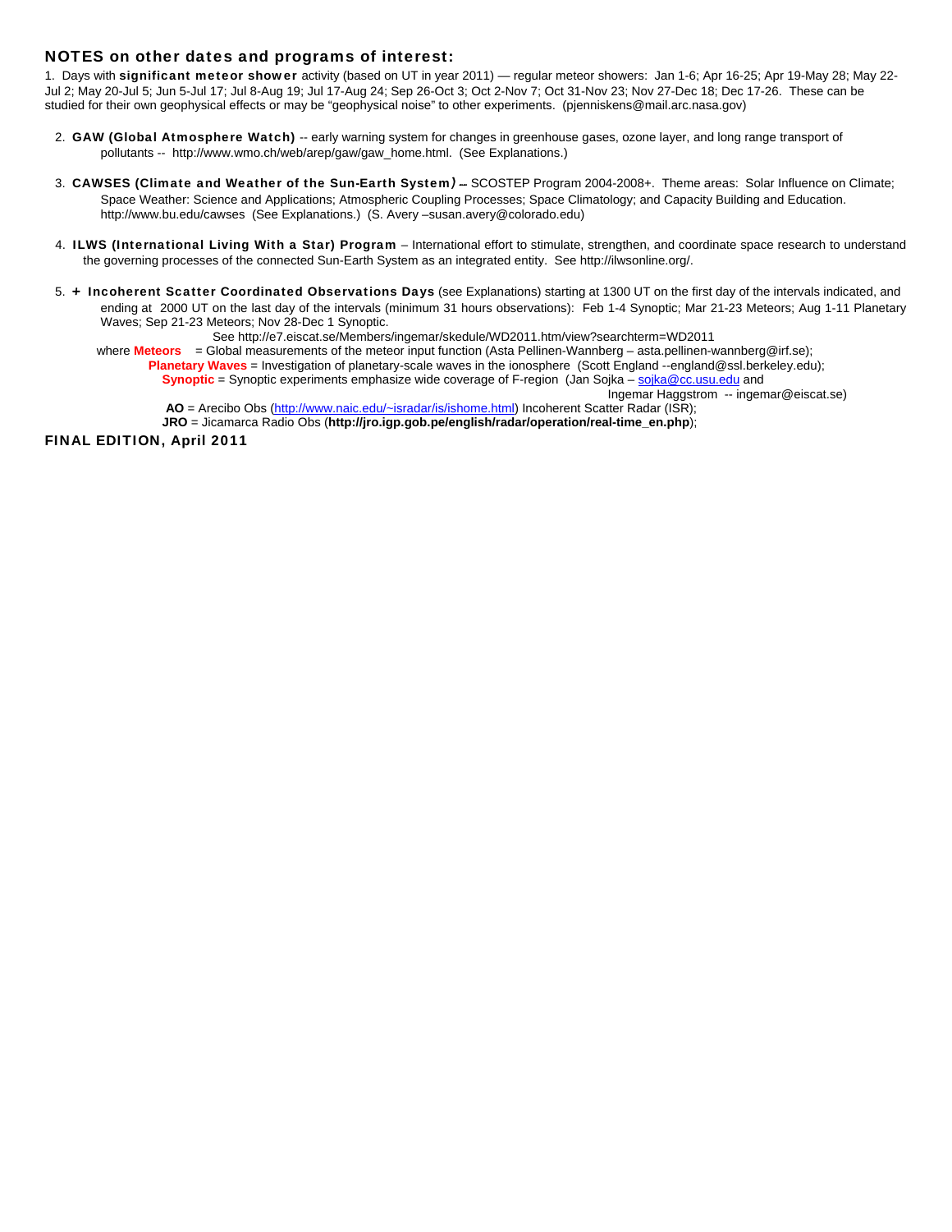## NOTES on other dates and programs of interest:

1. Days with **significant meteor shower** activity (based on UT in year 2011) — regular meteor showers: Jan 1-6; Apr 16-25; Apr 19-May 28; May 22-Jul 2; May 20-Jul 5; Jun 5-Jul 17; Jul 8-Aug 19; Jul 17-Aug 24; Sep 26-Oct 3; Oct 2-Nov 7; Oct 31-Nov 23; Nov 27-Dec 18; Dec 17-26. These can be studied for their own geophysical effects or may be "geophysical noise" to other experiments. (pjenniskens@mail.arc.nasa.gov)

2. **GAW (Global Atmosphere Watch)** -- early warning system for changes in greenhouse gases, ozone layer, and long range transport of pollutants -- http://www.wmo.ch/web/arep/gaw/gaw_home.html. (See Explanations.)

3. **CAWSES (Climate and Weather of the Sun-Earth System)** -- SCOSTEP Program 2004-2008+. Theme areas: Solar Influence on Climate; Space Weather: Science and Applications; Atmospheric Coupling Processes; Space Climatology; and Capacity Building and Education. http://www.bu.edu/cawses (See Explanations.) (S. Avery –susan.avery@colorado.edu)

4. **ILWS (International Living With a Star) Program** – International effort to stimulate, strengthen, and coordinate space research to understand the governing processes of the connected Sun-Earth System as an integrated entity. See http://ilwsonline.org/.

5. **+ Incoherent Scatter Coordinated Observations Days** (see Explanations) starting at 1300 UT on the first day of the intervals indicated, and ending at 2000 UT on the last day of the intervals (minimum 31 hours observations): Feb 1-4 Synoptic; Mar 21-23 Meteors; Aug 1-11 Planetary Waves; Sep 21-23 Meteors; Nov 28-Dec 1 Synoptic.
   See http://e7.eiscat.se/Members/ingemar/skedule/WD2011.htm/view?searchterm=WD2011
   where **Meteors** = Global measurements of the meteor input function (Asta Pellinen-Wannberg – asta.pellinen-wannberg@irf.se);
   **Planetary Waves** = Investigation of planetary-scale waves in the ionosphere (Scott England --england@ssl.berkeley.edu);
   **Synoptic** = Synoptic experiments emphasize wide coverage of F-region (Jan Sojka – sojka@cc.usu.edu and Ingemar Haggstrom -- ingemar@eiscat.se)
   **AO** = Arecibo Obs (http://www.naic.edu/~isradar/is/ishome.html) Incoherent Scatter Radar (ISR);
   **JRO** = Jicamarca Radio Obs (**http://jro.igp.gob.pe/english/radar/operation/real-time_en.php**);

**FINAL EDITION, April 2011**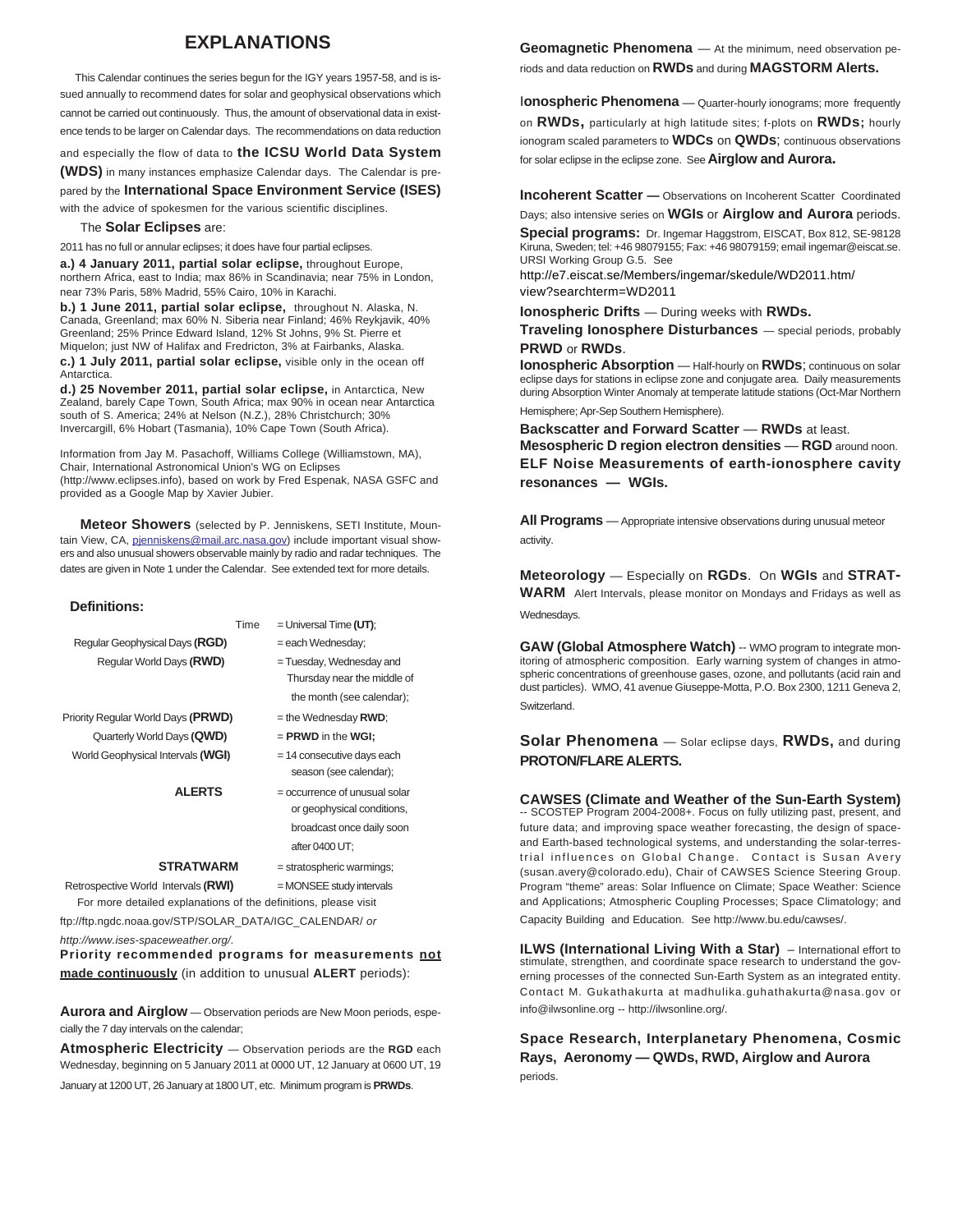# EXPLANATIONS

This Calendar continues the series begun for the IGY years 1957-58, and is issued annually to recommend dates for solar and geophysical observations which cannot be carried out continuously. Thus, the amount of observational data in existence tends to be larger on Calendar days. The recommendations on data reduction and especially the flow of data to **the ICSU World Data System (WDS)** in many instances emphasize Calendar days. The Calendar is prepared by the **International Space Environment Service (ISES)** with the advice of spokesmen for the various scientific disciplines.

The **Solar Eclipses** are:

2011 has no full or annular eclipses; it does have four partial eclipses.

**a.) 4 January 2011, partial solar eclipse,** throughout Europe, northern Africa, east to India; max 86% in Scandinavia; near 75% in London, near 73% Paris, 58% Madrid, 55% Cairo, 10% in Karachi.

**b.) 1 June 2011, partial solar eclipse,** throughout N. Alaska, N. Canada, Greenland; max 60% N. Siberia near Finland; 46% Reykjavik, 40% Greenland; 25% Prince Edward Island, 12% St Johns, 9% St. Pierre et Miquelon; just NW of Halifax and Fredricton, 3% at Fairbanks, Alaska.

**c.) 1 July 2011, partial solar eclipse,** visible only in the ocean off Antarctica.

**d.) 25 November 2011, partial solar eclipse,** in Antarctica, New Zealand, barely Cape Town, South Africa; max 90% in ocean near Antarctica south of S. America; 24% at Nelson (N.Z.), 28% Christchurch; 30% Invercargill, 6% Hobart (Tasmania), 10% Cape Town (South Africa).

Information from Jay M. Pasachoff, Williams College (Williamstown, MA), Chair, International Astronomical Union's WG on Eclipses (http://www.eclipses.info), based on work by Fred Espenak, NASA GSFC and provided as a Google Map by Xavier Jubier.

**Meteor Showers** (selected by P. Jenniskens, SETI Institute, Mountain View, CA, pjenniskens@mail.arc.nasa.gov) include important visual showers and also unusual showers observable mainly by radio and radar techniques. The dates are given in Note 1 under the Calendar. See extended text for more details.

**Definitions:**

| | |
|---|---|
| Time | = Universal Time **(UT)**; |
| Regular Geophysical Days **(RGD)** | = each Wednesday; |
| Regular World Days **(RWD)** | = Tuesday, Wednesday and Thursday near the middle of the month (see calendar); |
| Priority Regular World Days **(PRWD)** | = the Wednesday **RWD**; |
| Quarterly World Days **(QWD)** | = **PRWD** in the **WGI;** |
| World Geophysical Intervals **(WGI)** | = 14 consecutive days each season (see calendar); |
| **ALERTS** | = occurrence of unusual solar or geophysical conditions, broadcast once daily soon after 0400 UT; |
| **STRATWARM** | = stratospheric warmings; |
| Retrospective World Intervals **(RWI)** | = MONSEE study intervals |

For more detailed explanations of the definitions, please visit ftp://ftp.ngdc.noaa.gov/STP/SOLAR_DATA/IGC_CALENDAR/ *or http://www.ises-spaceweather.org/.*

**Priority recommended programs for measurements <u>not made continuously</u>** (in addition to unusual **ALERT** periods):

**Aurora and Airglow** — Observation periods are New Moon periods, especially the 7 day intervals on the calendar;

**Atmospheric Electricity** — Observation periods are the **RGD** each Wednesday, beginning on 5 January 2011 at 0000 UT, 12 January at 0600 UT, 19 January at 1200 UT, 26 January at 1800 UT, etc. Minimum program is **PRWDs**.

**Geomagnetic Phenomena** — At the minimum, need observation periods and data reduction on **RWDs** and during **MAGSTORM Alerts.**

**Ionospheric Phenomena** — Quarter-hourly ionograms; more frequently on **RWDs,** particularly at high latitude sites; f-plots on **RWDs;** hourly ionogram scaled parameters to **WDCs** on **QWDs**; continuous observations for solar eclipse in the eclipse zone. See **Airglow and Aurora.**

**Incoherent Scatter —** Observations on Incoherent Scatter Coordinated Days; also intensive series on **WGIs** or **Airglow and Aurora** periods.

**Special programs:** Dr. Ingemar Haggstrom, EISCAT, Box 812, SE-98128 Kiruna, Sweden; tel: +46 98079155; Fax: +46 98079159; email ingemar@eiscat.se. URSI Working Group G.5. See http://e7.eiscat.se/Members/ingemar/skedule/WD2011.htm/view?searchterm=WD2011

**Ionospheric Drifts** — During weeks with **RWDs.**

**Traveling Ionosphere Disturbances** — special periods, probably **PRWD** or **RWDs**.

**Ionospheric Absorption** — Half-hourly on **RWDs**; continuous on solar eclipse days for stations in eclipse zone and conjugate area. Daily measurements during Absorption Winter Anomaly at temperate latitude stations (Oct-Mar Northern Hemisphere; Apr-Sep Southern Hemisphere).

**Backscatter and Forward Scatter** — **RWDs** at least.

**Mesospheric D region electron densities** — **RGD** around noon.

**ELF Noise Measurements of earth-ionosphere cavity resonances — WGIs.**

**All Programs** — Appropriate intensive observations during unusual meteor activity.

**Meteorology** — Especially on **RGDs**. On **WGIs** and **STRATWARM** Alert Intervals, please monitor on Mondays and Fridays as well as Wednesdays.

**GAW (Global Atmosphere Watch)** -- WMO program to integrate monitoring of atmospheric composition. Early warning system of changes in atmospheric concentrations of greenhouse gases, ozone, and pollutants (acid rain and dust particles). WMO, 41 avenue Giuseppe-Motta, P.O. Box 2300, 1211 Geneva 2, Switzerland.

**Solar Phenomena** — Solar eclipse days, **RWDs,** and during **PROTON/FLARE ALERTS.**

**CAWSES (Climate and Weather of the Sun-Earth System)** -- SCOSTEP Program 2004-2008+. Focus on fully utilizing past, present, and future data; and improving space weather forecasting, the design of space- and Earth-based technological systems, and understanding the solar-terrestrial influences on Global Change. Contact is Susan Avery (susan.avery@colorado.edu), Chair of CAWSES Science Steering Group. Program "theme" areas: Solar Influence on Climate; Space Weather: Science and Applications; Atmospheric Coupling Processes; Space Climatology; and Capacity Building and Education. See http://www.bu.edu/cawses/.

**ILWS (International Living With a Star)** – International effort to stimulate, strengthen, and coordinate space research to understand the governing processes of the connected Sun-Earth System as an integrated entity. Contact M. Gukathakurta at madhulika.guhathakurta@nasa.gov or info@ilwsonline.org -- http://ilwsonline.org/.

**Space Research, Interplanetary Phenomena, Cosmic Rays, Aeronomy — QWDs, RWD, Airglow and Aurora** periods.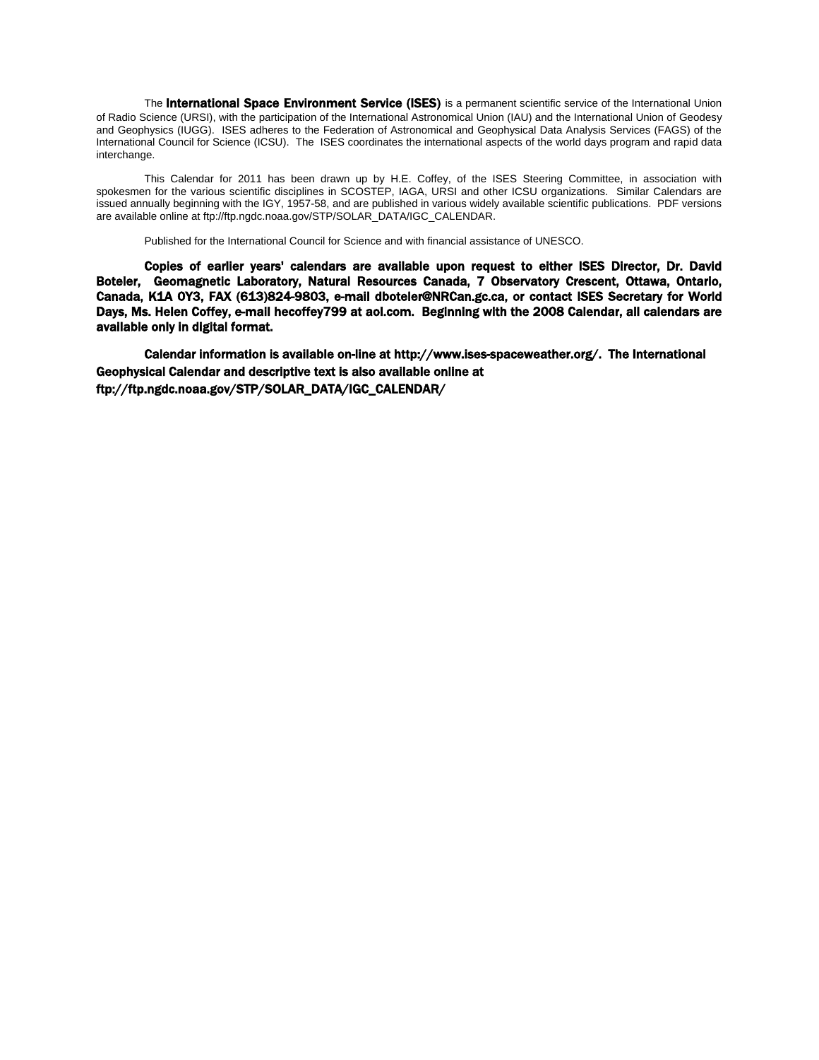The **International Space Environment Service (ISES)** is a permanent scientific service of the International Union of Radio Science (URSI), with the participation of the International Astronomical Union (IAU) and the International Union of Geodesy and Geophysics (IUGG). ISES adheres to the Federation of Astronomical and Geophysical Data Analysis Services (FAGS) of the International Council for Science (ICSU). The ISES coordinates the international aspects of the world days program and rapid data interchange.

This Calendar for 2011 has been drawn up by H.E. Coffey, of the ISES Steering Committee, in association with spokesmen for the various scientific disciplines in SCOSTEP, IAGA, URSI and other ICSU organizations. Similar Calendars are issued annually beginning with the IGY, 1957-58, and are published in various widely available scientific publications. PDF versions are available online at ftp://ftp.ngdc.noaa.gov/STP/SOLAR_DATA/IGC_CALENDAR.

Published for the International Council for Science and with financial assistance of UNESCO.

**Copies of earlier years' calendars are available upon request to either ISES Director, Dr. David Boteler, Geomagnetic Laboratory, Natural Resources Canada, 7 Observatory Crescent, Ottawa, Ontario, Canada, K1A 0Y3, FAX (613)824-9803, e-mail dboteler@NRCan.gc.ca, or contact ISES Secretary for World Days, Ms. Helen Coffey, e-mail hecoffey799 at aol.com. Beginning with the 2008 Calendar, all calendars are available only in digital format.**

**Calendar information is available on-line at http://www.ises-spaceweather.org/. The International Geophysical Calendar and descriptive text is also available online at ftp://ftp.ngdc.noaa.gov/STP/SOLAR_DATA/IGC_CALENDAR/**